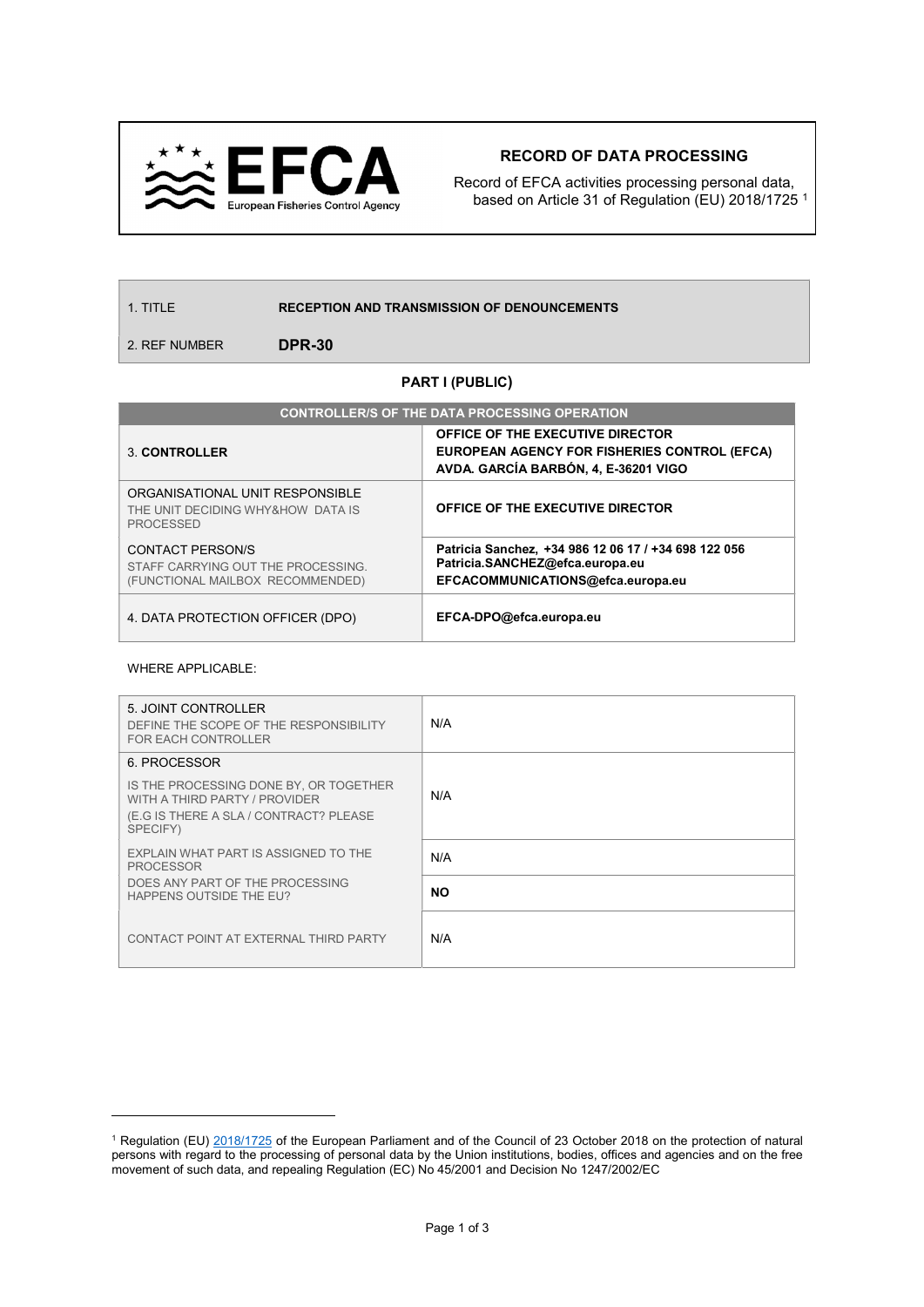# RECORD OF DATA PROCESSING

Record of EFCA activities processing personal data, based on Article 31 of Regulation (EU) 2018/1725 [1]

| | |
|---|---|
| 1. TITLE | **RECEPTION AND TRANSMISSION OF DENOUNCEMENTS** |
| 2. REF NUMBER | **DPR-30** |

## PART I (PUBLIC)

| CONTROLLER/S OF THE DATA PROCESSING OPERATION | |
|---|---|
| 3. **CONTROLLER** | **OFFICE OF THE EXECUTIVE DIRECTOR**<br>**EUROPEAN AGENCY FOR FISHERIES CONTROL (EFCA)**<br>**AVDA. GARCÍA BARBÓN, 4, E-36201 VIGO** |
| ORGANISATIONAL UNIT RESPONSIBLE<br>THE UNIT DECIDING WHY&HOW DATA IS PROCESSED | **OFFICE OF THE EXECUTIVE DIRECTOR** |
| CONTACT PERSON/S<br>STAFF CARRYING OUT THE PROCESSING. (FUNCTIONAL MAILBOX RECOMMENDED) | **Patricia Sanchez, +34 986 12 06 17 / +34 698 122 056**<br>**Patricia.SANCHEZ@efca.europa.eu**<br>**EFCACOMMUNICATIONS@efca.europa.eu** |
| 4. DATA PROTECTION OFFICER (DPO) | **EFCA-DPO@efca.europa.eu** |

WHERE APPLICABLE:

| | |
|---|---|
| 5. JOINT CONTROLLER<br>DEFINE THE SCOPE OF THE RESPONSIBILITY FOR EACH CONTROLLER | N/A |
| 6. PROCESSOR<br>IS THE PROCESSING DONE BY, OR TOGETHER WITH A THIRD PARTY / PROVIDER<br>(E.G IS THERE A SLA / CONTRACT? PLEASE SPECIFY) | N/A |
| EXPLAIN WHAT PART IS ASSIGNED TO THE PROCESSOR | N/A |
| DOES ANY PART OF THE PROCESSING HAPPENS OUTSIDE THE EU? | **NO** |
| CONTACT POINT AT EXTERNAL THIRD PARTY | N/A |

[1] Regulation (EU) 2018/1725 of the European Parliament and of the Council of 23 October 2018 on the protection of natural persons with regard to the processing of personal data by the Union institutions, bodies, offices and agencies and on the free movement of such data, and repealing Regulation (EC) No 45/2001 and Decision No 1247/2002/EC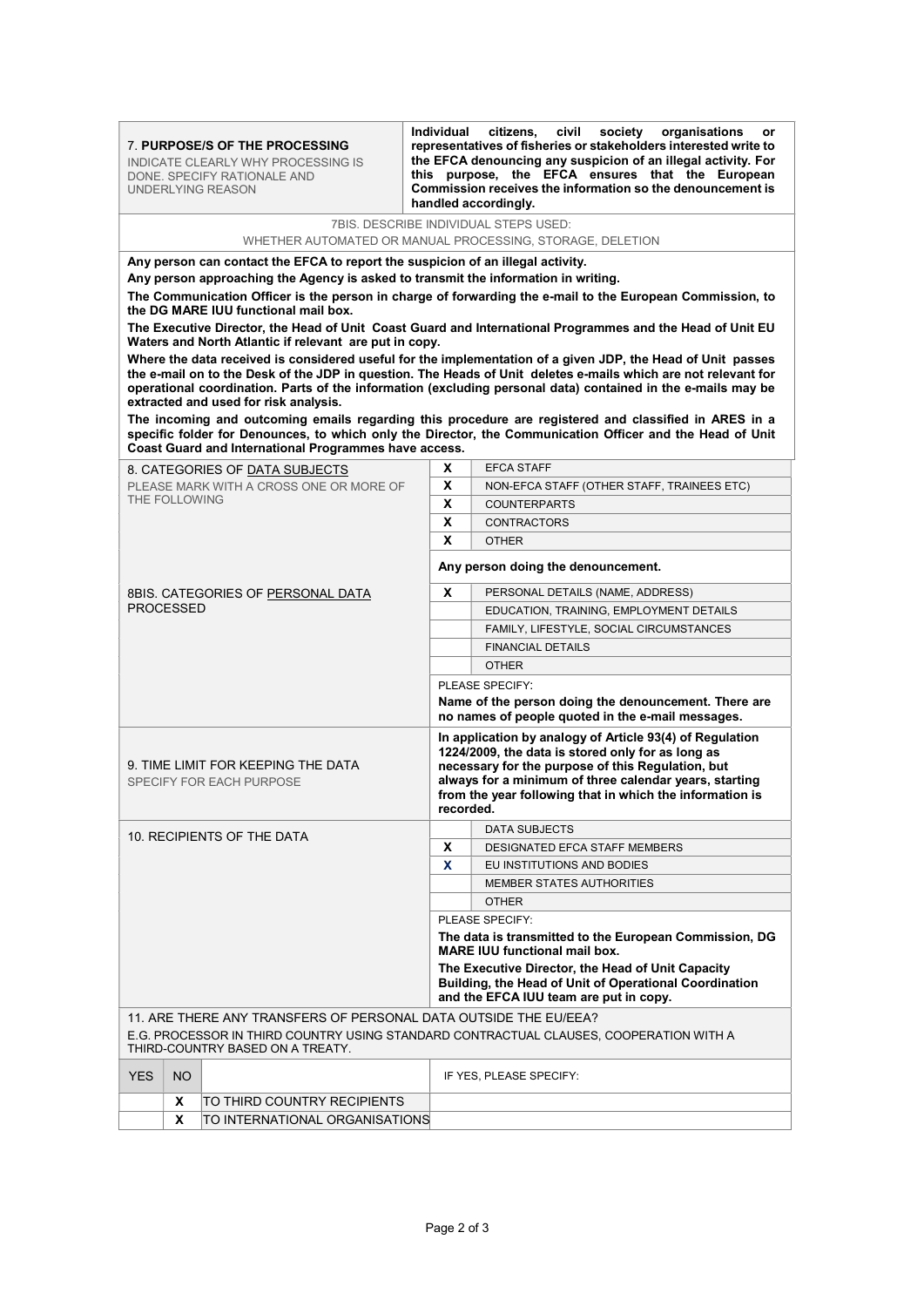| | |
|---|---|
| 7. **PURPOSE/S OF THE PROCESSING**<br>INDICATE CLEARLY WHY PROCESSING IS DONE. SPECIFY RATIONALE AND UNDERLYING REASON | **Individual citizens, civil society organisations or representatives of fisheries or stakeholders interested write to the EFCA denouncing any suspicion of an illegal activity. For this purpose, the EFCA ensures that the European Commission receives the information so the denouncement is handled accordingly.** |

7BIS. DESCRIBE INDIVIDUAL STEPS USED:
WHETHER AUTOMATED OR MANUAL PROCESSING, STORAGE, DELETION

**Any person can contact the EFCA to report the suspicion of an illegal activity.**

**Any person approaching the Agency is asked to transmit the information in writing.**

**The Communication Officer is the person in charge of forwarding the e-mail to the European Commission, to the DG MARE IUU functional mail box.**

**The Executive Director, the Head of Unit Coast Guard and International Programmes and the Head of Unit EU Waters and North Atlantic if relevant are put in copy.**

**Where the data received is considered useful for the implementation of a given JDP, the Head of Unit passes the e-mail on to the Desk of the JDP in question. The Heads of Unit deletes e-mails which are not relevant for operational coordination. Parts of the information (excluding personal data) contained in the e-mails may be extracted and used for risk analysis.**

**The incoming and outcoming emails regarding this procedure are registered and classified in ARES in a specific folder for Denounces, to which only the Director, the Communication Officer and the Head of Unit Coast Guard and International Programmes have access.**

| | | |
|---|---|---|
| 8. CATEGORIES OF DATA SUBJECTS<br>PLEASE MARK WITH A CROSS ONE OR MORE OF THE FOLLOWING | X | EFCA STAFF |
| | X | NON-EFCA STAFF (OTHER STAFF, TRAINEES ETC) |
| | X | COUNTERPARTS |
| | X | CONTRACTORS |
| | X | OTHER |
| | **Any person doing the denouncement.** | |
| 8BIS. CATEGORIES OF PERSONAL DATA PROCESSED | X | PERSONAL DETAILS (NAME, ADDRESS) |
| | | EDUCATION, TRAINING, EMPLOYMENT DETAILS |
| | | FAMILY, LIFESTYLE, SOCIAL CIRCUMSTANCES |
| | | FINANCIAL DETAILS |
| | | OTHER |
| | PLEASE SPECIFY:<br>**Name of the person doing the denouncement. There are no names of people quoted in the e-mail messages.** | |
| 9. TIME LIMIT FOR KEEPING THE DATA<br>SPECIFY FOR EACH PURPOSE | **In application by analogy of Article 93(4) of Regulation 1224/2009, the data is stored only for as long as necessary for the purpose of this Regulation, but always for a minimum of three calendar years, starting from the year following that in which the information is recorded.** | |
| 10. RECIPIENTS OF THE DATA | | DATA SUBJECTS |
| | X | DESIGNATED EFCA STAFF MEMBERS |
| | X | EU INSTITUTIONS AND BODIES |
| | | MEMBER STATES AUTHORITIES |
| | | OTHER |
| | PLEASE SPECIFY:<br>**The data is transmitted to the European Commission, DG MARE IUU functional mail box.**<br>**The Executive Director, the Head of Unit Capacity Building, the Head of Unit of Operational Coordination and the EFCA IUU team are put in copy.** | |

11. ARE THERE ANY TRANSFERS OF PERSONAL DATA OUTSIDE THE EU/EEA?
E.G. PROCESSOR IN THIRD COUNTRY USING STANDARD CONTRACTUAL CLAUSES, COOPERATION WITH A THIRD-COUNTRY BASED ON A TREATY.

| YES | NO | | IF YES, PLEASE SPECIFY: |
|---|---|---|---|
| | X | TO THIRD COUNTRY RECIPIENTS | |
| | X | TO INTERNATIONAL ORGANISATIONS | |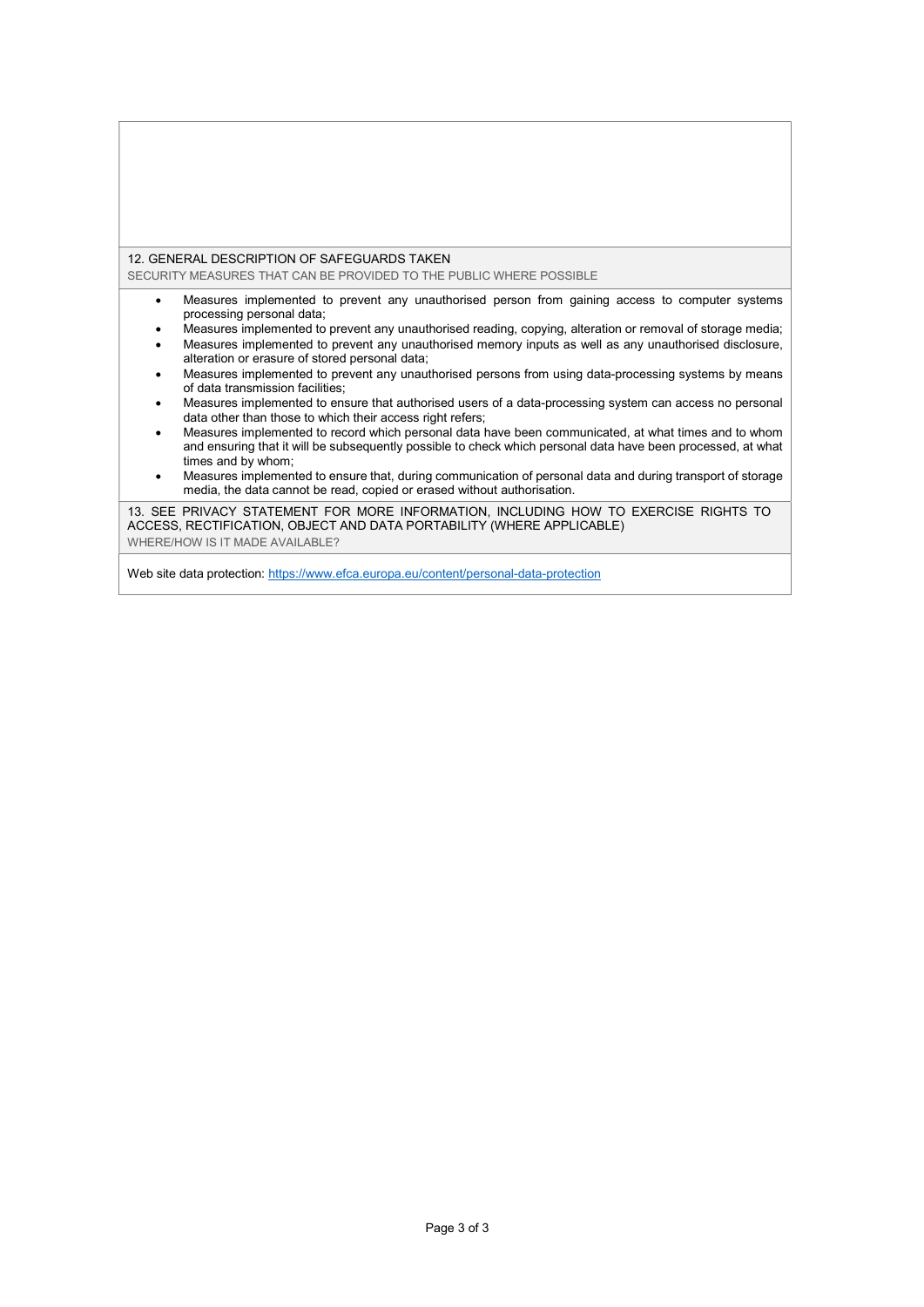## 12. GENERAL DESCRIPTION OF SAFEGUARDS TAKEN

SECURITY MEASURES THAT CAN BE PROVIDED TO THE PUBLIC WHERE POSSIBLE

- Measures implemented to prevent any unauthorised person from gaining access to computer systems processing personal data;
- Measures implemented to prevent any unauthorised reading, copying, alteration or removal of storage media;
- Measures implemented to prevent any unauthorised memory inputs as well as any unauthorised disclosure, alteration or erasure of stored personal data;
- Measures implemented to prevent any unauthorised persons from using data-processing systems by means of data transmission facilities;
- Measures implemented to ensure that authorised users of a data-processing system can access no personal data other than those to which their access right refers;
- Measures implemented to record which personal data have been communicated, at what times and to whom and ensuring that it will be subsequently possible to check which personal data have been processed, at what times and by whom;
- Measures implemented to ensure that, during communication of personal data and during transport of storage media, the data cannot be read, copied or erased without authorisation.

## 13. SEE PRIVACY STATEMENT FOR MORE INFORMATION, INCLUDING HOW TO EXERCISE RIGHTS TO ACCESS, RECTIFICATION, OBJECT AND DATA PORTABILITY (WHERE APPLICABLE)

WHERE/HOW IS IT MADE AVAILABLE?

Web site data protection: https://www.efca.europa.eu/content/personal-data-protection